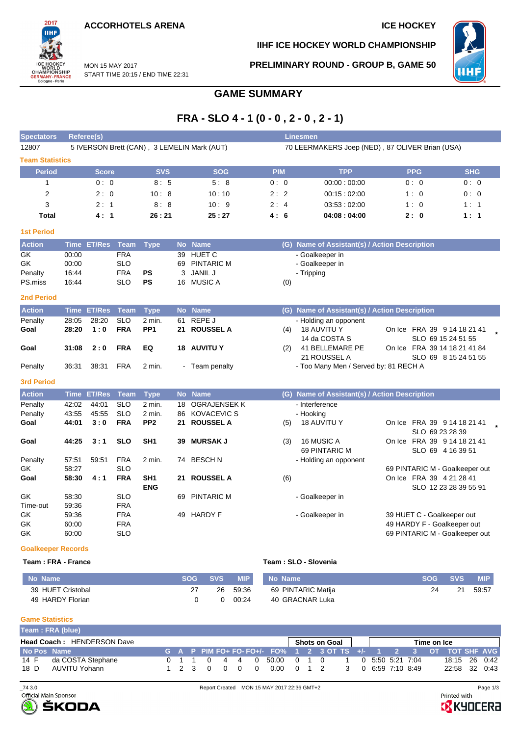ACCORHOTELS ARENA

ICE HOCKEY

IIHF ICE HOCKEY WORLD CHAMPIONSHIP

MON 15 MAY 2017
START TIME 20:15 / END TIME 22:31

PRELIMINARY ROUND - GROUP B, GAME 50

# GAME SUMMARY

## FRA - SLO 4 - 1 (0 - 0 , 2 - 0 , 2 - 1)

| Spectators | Referee(s) | Linesmen |
|---|---|---|
| 12807 | 5 IVERSON Brett (CAN) , 3 LEMELIN Mark (AUT) | 70 LEERMAKERS Joep (NED) , 87 OLIVER Brian (USA) |

### Team Statistics

| Period | Score | SVS | SOG | PIM | TPP | PPG | SHG |
|---|---|---|---|---|---|---|---|
| 1 | 0 : 0 | 8 : 5 | 5 : 8 | 0 : 0 | 00:00 : 00:00 | 0 : 0 | 0 : 0 |
| 2 | 2 : 0 | 10 : 8 | 10 : 10 | 2 : 2 | 00:15 : 02:00 | 1 : 0 | 0 : 0 |
| 3 | 2 : 1 | 8 : 8 | 10 : 9 | 2 : 4 | 03:53 : 02:00 | 1 : 0 | 1 : 1 |
| **Total** | **4 : 1** | **26 : 21** | **25 : 27** | **4 : 6** | **04:08 : 04:00** | **2 : 0** | **1 : 1** |

### 1st Period

| Action | Time | ET/Res | Team | Type | No | Name | (G) | Name of Assistant(s) / Action Description |
|---|---|---|---|---|---|---|---|---|
| GK | 00:00 | | FRA | | 39 | HUET C | | - Goalkeeper in |
| GK | 00:00 | | SLO | | 69 | PINTARIC M | | - Goalkeeper in |
| Penalty | 16:44 | | FRA | PS | 3 | JANIL J | | - Tripping |
| PS.miss | 16:44 | | SLO | PS | 16 | MUSIC A | (0) | |

### 2nd Period

| Action | Time | ET/Res | Team | Type | No | Name | (G) | Name of Assistant(s) / Action Description | |
|---|---|---|---|---|---|---|---|---|---|
| Penalty | 28:05 | 28:20 | SLO | 2 min. | 61 | REPE J | | - Holding an opponent | |
| **Goal** | **28:20** | **1 : 0** | **FRA** | **PP1** | **21** | **ROUSSEL A** | (4) | 18 AUVITU Y<br>14 da COSTA S | On Ice FRA 39 9 14 18 21 41<br>SLO 69 15 24 51 55 * |
| **Goal** | **31:08** | **2 : 0** | **FRA** | **EQ** | **18** | **AUVITU Y** | (2) | 41 BELLEMARE PE<br>21 ROUSSEL A | On Ice FRA 39 14 18 21 41 84<br>SLO 69 8 15 24 51 55 |
| Penalty | 36:31 | 38:31 | FRA | 2 min. | - | Team penalty | | - Too Many Men / Served by: 81 RECH A | |

### 3rd Period

| Action | Time | ET/Res | Team | Type | No | Name | (G) | Name of Assistant(s) / Action Description | |
|---|---|---|---|---|---|---|---|---|---|
| Penalty | 42:02 | 44:01 | SLO | 2 min. | 18 | OGRAJENSEK K | | - Interference | |
| Penalty | 43:55 | 45:55 | SLO | 2 min. | 86 | KOVACEVIC S | | - Hooking | |
| **Goal** | **44:01** | **3 : 0** | **FRA** | **PP2** | **21** | **ROUSSEL A** | (5) | 18 AUVITU Y | On Ice FRA 39 9 14 18 21 41<br>SLO 69 23 28 39 * |
| **Goal** | **44:25** | **3 : 1** | **SLO** | **SH1** | **39** | **MURSAK J** | (3) | 16 MUSIC A<br>69 PINTARIC M | On Ice FRA 39 9 14 18 21 41<br>SLO 69 4 16 39 51 |
| Penalty | 57:51 | 59:51 | FRA | 2 min. | 74 | BESCH N | | - Holding an opponent | |
| GK | 58:27 | | SLO | | | | | | 69 PINTARIC M - Goalkeeper out |
| **Goal** | **58:30** | **4 : 1** | **FRA** | **SH1 ENG** | **21** | **ROUSSEL A** | (6) | | On Ice FRA 39 4 21 28 41<br>SLO 12 23 28 39 55 91 |
| GK | 58:30 | | SLO | | 69 | PINTARIC M | | - Goalkeeper in | |
| Time-out | 59:36 | | FRA | | | | | | |
| GK | 59:36 | | FRA | | 49 | HARDY F | | - Goalkeeper in | 39 HUET C - Goalkeeper out |
| GK | 60:00 | | FRA | | | | | | 49 HARDY F - Goalkeeper out |
| GK | 60:00 | | SLO | | | | | | 69 PINTARIC M - Goalkeeper out |

### Goalkeeper Records

**Team : FRA - France**

| No | Name | SOG | SVS | MIP |
|---|---|---|---|---|
| 39 | HUET Cristobal | 27 | 26 | 59:36 |
| 49 | HARDY Florian | 0 | 0 | 00:24 |

**Team : SLO - Slovenia**

| No | Name | SOG | SVS | MIP |
|---|---|---|---|---|
| 69 | PINTARIC Matija | 24 | 21 | 59:57 |
| 40 | GRACNAR Luka | | | |

### Game Statistics

**Team : FRA (blue)**

**Head Coach :** HENDERSON Dave

| No | Pos | Name | G | A | P | PIM | FO+ | FO- | FO+/- | FO% | SOG 1 | SOG 2 | SOG 3 | SOG OT | SOG TS | +/- | TOI 1 | TOI 2 | TOI 3 | TOI OT | TOT | SHF | AVG |
|---|---|---|---|---|---|---|---|---|---|---|---|---|---|---|---|---|---|---|---|---|---|---|---|
| 14 | F | da COSTA Stephane | 0 | 1 | 1 | 0 | 4 | 4 | 0 | 50.00 | 0 | 1 | 0 | | 1 | 0 | 5:50 | 5:21 | 7:04 | | 18:15 | 26 | 0:42 |
| 18 | D | AUVITU Yohann | 1 | 2 | 3 | 0 | 0 | 0 | 0 | 0.00 | 0 | 1 | 2 | | 3 | 0 | 6:59 | 7:10 | 8:49 | | 22:58 | 32 | 0:43 |

_74 3.0 Report Created MON 15 MAY 2017 22:36 GMT+2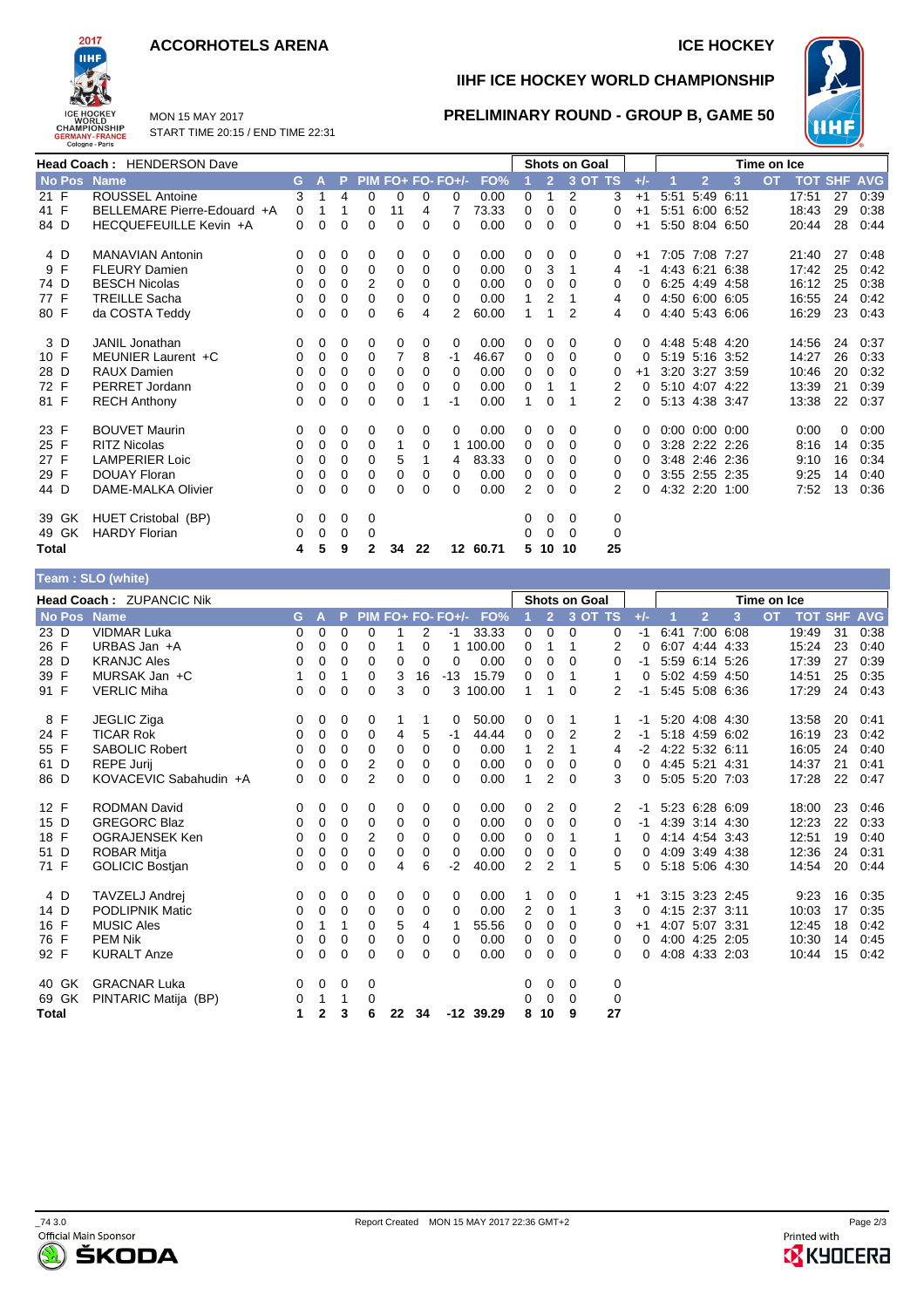# ACCORHOTELS ARENA

ICE HOCKEY

## IIHF ICE HOCKEY WORLD CHAMPIONSHIP

MON 15 MAY 2017
START TIME 20:15 / END TIME 22:31

## PRELIMINARY ROUND - GROUP B, GAME 50

**Head Coach : HENDERSON Dave**

| No | Pos | Name | G | A | P | PIM | FO+ | FO- | FO+/- | FO% | SoG 1 | SoG 2 | SoG 3 | SoG OT | SoG TS | +/- | ToI 1 | ToI 2 | ToI 3 | ToI OT | TOT | SHF | AVG |
|---|---|---|---|---|---|---|---|---|---|---|---|---|---|---|---|---|---|---|---|---|---|---|---|
| 21 | F | ROUSSEL Antoine | 3 | 1 | 4 | 0 | 0 | 0 | 0 | 0.00 | 0 | 1 | 2 | | 3 | +1 | 5:51 | 5:49 | 6:11 | | 17:51 | 27 | 0:39 |
| 41 | F | BELLEMARE Pierre-Edouard +A | 0 | 1 | 1 | 0 | 11 | 4 | 7 | 73.33 | 0 | 0 | 0 | | 0 | +1 | 5:51 | 6:00 | 6:52 | | 18:43 | 29 | 0:38 |
| 84 | D | HECQUEFEUILLE Kevin +A | 0 | 0 | 0 | 0 | 0 | 0 | 0 | 0.00 | 0 | 0 | 0 | | 0 | +1 | 5:50 | 8:04 | 6:50 | | 20:44 | 28 | 0:44 |
| 4 | D | MANAVIAN Antonin | 0 | 0 | 0 | 0 | 0 | 0 | 0 | 0.00 | 0 | 0 | 0 | | 0 | +1 | 7:05 | 7:08 | 7:27 | | 21:40 | 27 | 0:48 |
| 9 | F | FLEURY Damien | 0 | 0 | 0 | 0 | 0 | 0 | 0 | 0.00 | 0 | 3 | 1 | | 4 | -1 | 4:43 | 6:21 | 6:38 | | 17:42 | 25 | 0:42 |
| 74 | D | BESCH Nicolas | 0 | 0 | 0 | 2 | 0 | 0 | 0 | 0.00 | 0 | 0 | 0 | | 0 | 0 | 6:25 | 4:49 | 4:58 | | 16:12 | 25 | 0:38 |
| 77 | F | TREILLE Sacha | 0 | 0 | 0 | 0 | 0 | 0 | 0 | 0.00 | 1 | 2 | 1 | | 4 | 0 | 4:50 | 6:00 | 6:05 | | 16:55 | 24 | 0:42 |
| 80 | F | da COSTA Teddy | 0 | 0 | 0 | 0 | 6 | 4 | 2 | 60.00 | 1 | 1 | 2 | | 4 | 0 | 4:40 | 5:43 | 6:06 | | 16:29 | 23 | 0:43 |
| 3 | D | JANIL Jonathan | 0 | 0 | 0 | 0 | 0 | 0 | 0 | 0.00 | 0 | 0 | 0 | | 0 | 0 | 4:48 | 5:48 | 4:20 | | 14:56 | 24 | 0:37 |
| 10 | F | MEUNIER Laurent +C | 0 | 0 | 0 | 0 | 7 | 8 | -1 | 46.67 | 0 | 0 | 0 | | 0 | 0 | 5:19 | 5:16 | 3:52 | | 14:27 | 26 | 0:33 |
| 28 | D | RAUX Damien | 0 | 0 | 0 | 0 | 0 | 0 | 0 | 0.00 | 0 | 0 | 0 | | 0 | +1 | 3:20 | 3:27 | 3:59 | | 10:46 | 20 | 0:32 |
| 72 | F | PERRET Jordann | 0 | 0 | 0 | 0 | 0 | 0 | 0 | 0.00 | 0 | 1 | 1 | | 2 | 0 | 5:10 | 4:07 | 4:22 | | 13:39 | 21 | 0:39 |
| 81 | F | RECH Anthony | 0 | 0 | 0 | 0 | 0 | 1 | -1 | 0.00 | 1 | 0 | 1 | | 2 | 0 | 5:13 | 4:38 | 3:47 | | 13:38 | 22 | 0:37 |
| 23 | F | BOUVET Maurin | 0 | 0 | 0 | 0 | 0 | 0 | 0 | 0.00 | 0 | 0 | 0 | | 0 | 0 | 0:00 | 0:00 | 0:00 | | 0:00 | 0 | 0:00 |
| 25 | F | RITZ Nicolas | 0 | 0 | 0 | 0 | 1 | 0 | 1 | 100.00 | 0 | 0 | 0 | | 0 | 0 | 3:28 | 2:22 | 2:26 | | 8:16 | 14 | 0:35 |
| 27 | F | LAMPERIER Loic | 0 | 0 | 0 | 0 | 5 | 1 | 4 | 83.33 | 0 | 0 | 0 | | 0 | 0 | 3:48 | 2:46 | 2:36 | | 9:10 | 16 | 0:34 |
| 29 | F | DOUAY Floran | 0 | 0 | 0 | 0 | 0 | 0 | 0 | 0.00 | 0 | 0 | 0 | | 0 | 0 | 3:55 | 2:55 | 2:35 | | 9:25 | 14 | 0:40 |
| 44 | D | DAME-MALKA Olivier | 0 | 0 | 0 | 0 | 0 | 0 | 0 | 0.00 | 2 | 0 | 0 | | 2 | 0 | 4:32 | 2:20 | 1:00 | | 7:52 | 13 | 0:36 |
| 39 | GK | HUET Cristobal (BP) | 0 | 0 | 0 | 0 | | | | | 0 | 0 | 0 | | 0 | | | | | | | | |
| 49 | GK | HARDY Florian | 0 | 0 | 0 | 0 | | | | | 0 | 0 | 0 | | 0 | | | | | | | | |
| **Total** | | | **4** | **5** | **9** | **2** | **34** | **22** | **12** | **60.71** | **5** | **10** | **10** | | **25** | | | | | | | | |

## Team : SLO (white)

**Head Coach : ZUPANCIC Nik**

| No | Pos | Name | G | A | P | PIM | FO+ | FO- | FO+/- | FO% | SoG 1 | SoG 2 | SoG 3 | SoG OT | SoG TS | +/- | ToI 1 | ToI 2 | ToI 3 | ToI OT | TOT | SHF | AVG |
|---|---|---|---|---|---|---|---|---|---|---|---|---|---|---|---|---|---|---|---|---|---|---|---|
| 23 | D | VIDMAR Luka | 0 | 0 | 0 | 0 | 1 | 2 | -1 | 33.33 | 0 | 0 | 0 | | 0 | -1 | 6:41 | 7:00 | 6:08 | | 19:49 | 31 | 0:38 |
| 26 | F | URBAS Jan +A | 0 | 0 | 0 | 0 | 1 | 0 | 1 | 100.00 | 0 | 1 | 1 | | 2 | 0 | 6:07 | 4:44 | 4:33 | | 15:24 | 23 | 0:40 |
| 28 | D | KRANJC Ales | 0 | 0 | 0 | 0 | 0 | 0 | 0 | 0.00 | 0 | 0 | 0 | | 0 | -1 | 5:59 | 6:14 | 5:26 | | 17:39 | 27 | 0:39 |
| 39 | F | MURSAK Jan +C | 1 | 0 | 1 | 0 | 3 | 16 | -13 | 15.79 | 0 | 0 | 1 | | 1 | 0 | 5:02 | 4:59 | 4:50 | | 14:51 | 25 | 0:35 |
| 91 | F | VERLIC Miha | 0 | 0 | 0 | 0 | 3 | 0 | 3 | 100.00 | 1 | 1 | 0 | | 2 | -1 | 5:45 | 5:08 | 6:36 | | 17:29 | 24 | 0:43 |
| 8 | F | JEGLIC Ziga | 0 | 0 | 0 | 0 | 1 | 1 | 0 | 50.00 | 0 | 0 | 1 | | 1 | -1 | 5:20 | 4:08 | 4:30 | | 13:58 | 20 | 0:41 |
| 24 | F | TICAR Rok | 0 | 0 | 0 | 0 | 4 | 5 | -1 | 44.44 | 0 | 0 | 2 | | 2 | -1 | 5:18 | 4:59 | 6:02 | | 16:19 | 23 | 0:42 |
| 55 | F | SABOLIC Robert | 0 | 0 | 0 | 0 | 0 | 0 | 0 | 0.00 | 1 | 2 | 1 | | 4 | -2 | 4:22 | 5:32 | 6:11 | | 16:05 | 24 | 0:40 |
| 61 | D | REPE Jurij | 0 | 0 | 0 | 2 | 0 | 0 | 0 | 0.00 | 0 | 0 | 0 | | 0 | 0 | 4:45 | 5:21 | 4:31 | | 14:37 | 21 | 0:41 |
| 86 | D | KOVACEVIC Sabahudin +A | 0 | 0 | 0 | 2 | 0 | 0 | 0 | 0.00 | 1 | 2 | 0 | | 3 | 0 | 5:05 | 5:20 | 7:03 | | 17:28 | 22 | 0:47 |
| 12 | F | RODMAN David | 0 | 0 | 0 | 0 | 0 | 0 | 0 | 0.00 | 0 | 2 | 0 | | 2 | -1 | 5:23 | 6:28 | 6:09 | | 18:00 | 23 | 0:46 |
| 15 | D | GREGORC Blaz | 0 | 0 | 0 | 0 | 0 | 0 | 0 | 0.00 | 0 | 0 | 0 | | 0 | -1 | 4:39 | 3:14 | 4:30 | | 12:23 | 22 | 0:33 |
| 18 | F | OGRAJENSEK Ken | 0 | 0 | 0 | 2 | 0 | 0 | 0 | 0.00 | 0 | 0 | 1 | | 1 | 0 | 4:14 | 4:54 | 3:43 | | 12:51 | 19 | 0:40 |
| 51 | D | ROBAR Mitja | 0 | 0 | 0 | 0 | 0 | 0 | 0 | 0.00 | 0 | 0 | 0 | | 0 | 0 | 4:09 | 3:49 | 4:38 | | 12:36 | 24 | 0:31 |
| 71 | F | GOLICIC Bostjan | 0 | 0 | 0 | 0 | 4 | 6 | -2 | 40.00 | 2 | 2 | 1 | | 5 | 0 | 5:18 | 5:06 | 4:30 | | 14:54 | 20 | 0:44 |
| 4 | D | TAVZELJ Andrej | 0 | 0 | 0 | 0 | 0 | 0 | 0 | 0.00 | 1 | 0 | 0 | | 1 | +1 | 3:15 | 3:23 | 2:45 | | 9:23 | 16 | 0:35 |
| 14 | D | PODLIPNIK Matic | 0 | 0 | 0 | 0 | 0 | 0 | 0 | 0.00 | 2 | 0 | 1 | | 3 | 0 | 4:15 | 2:37 | 3:11 | | 10:03 | 17 | 0:35 |
| 16 | F | MUSIC Ales | 0 | 1 | 1 | 0 | 5 | 4 | 1 | 55.56 | 0 | 0 | 0 | | 0 | +1 | 4:07 | 5:07 | 3:31 | | 12:45 | 18 | 0:42 |
| 76 | F | PEM Nik | 0 | 0 | 0 | 0 | 0 | 0 | 0 | 0.00 | 0 | 0 | 0 | | 0 | 0 | 4:00 | 4:25 | 2:05 | | 10:30 | 14 | 0:45 |
| 92 | F | KURALT Anze | 0 | 0 | 0 | 0 | 0 | 0 | 0 | 0.00 | 0 | 0 | 0 | | 0 | 0 | 4:08 | 4:33 | 2:03 | | 10:44 | 15 | 0:42 |
| 40 | GK | GRACNAR Luka | 0 | 0 | 0 | 0 | | | | | 0 | 0 | 0 | | 0 | | | | | | | | |
| 69 | GK | PINTARIC Matija (BP) | 0 | 1 | 1 | 0 | | | | | 0 | 0 | 0 | | 0 | | | | | | | | |
| **Total** | | | **1** | **2** | **3** | **6** | **22** | **34** | **-12** | **39.29** | **8** | **10** | **9** | | **27** | | | | | | | | |

_74 3.0 Report Created MON 15 MAY 2017 22:36 GMT+2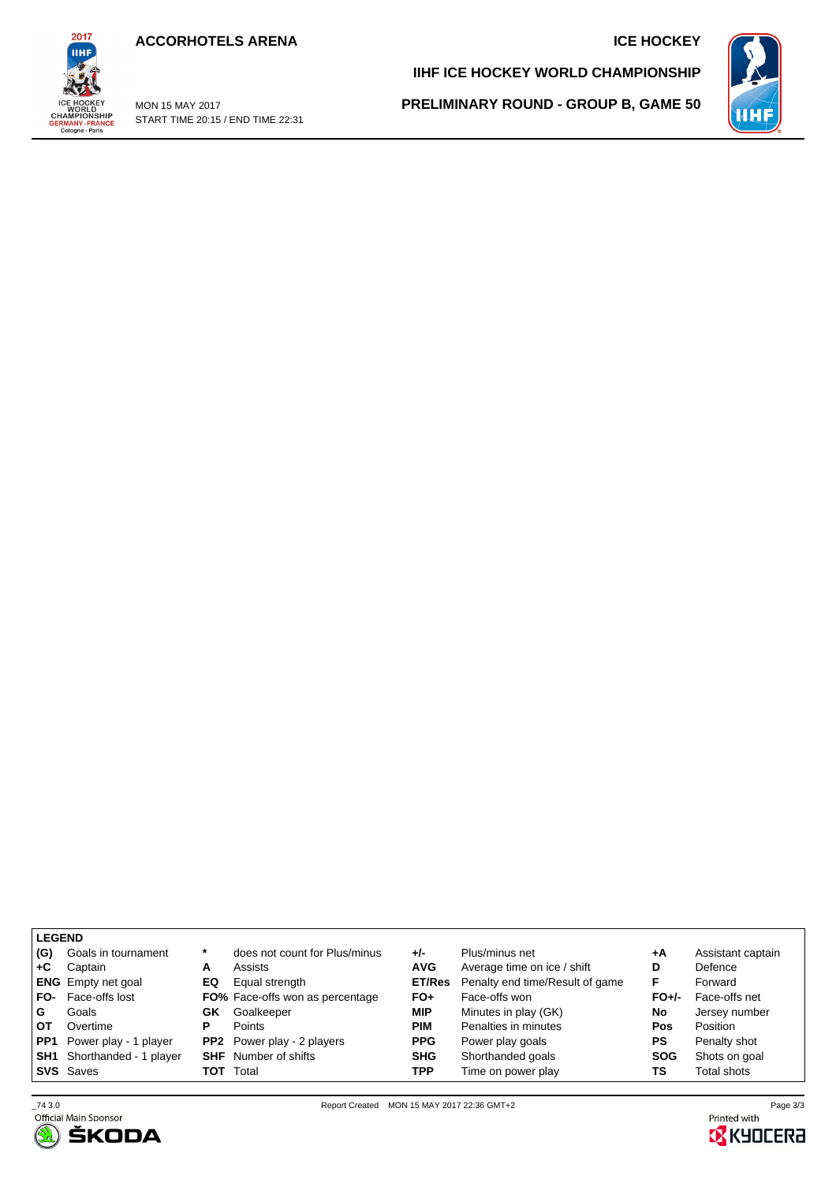**LEGEND**

| | | | | | | | |
|---|---|---|---|---|---|---|---|
| **(G)** | Goals in tournament | * | does not count for Plus/minus | **+/-** | Plus/minus net | **+A** | Assistant captain |
| **+C** | Captain | **A** | Assists | **AVG** | Average time on ice / shift | **D** | Defence |
| **ENG** | Empty net goal | **EQ** | Equal strength | **ET/Res** | Penalty end time/Result of game | **F** | Forward |
| **FO-** | Face-offs lost | **FO%** | Face-offs won as percentage | **FO+** | Face-offs won | **FO+/-** | Face-offs net |
| **G** | Goals | **GK** | Goalkeeper | **MIP** | Minutes in play (GK) | **No** | Jersey number |
| **OT** | Overtime | **P** | Points | **PIM** | Penalties in minutes | **Pos** | Position |
| **PP1** | Power play - 1 player | **PP2** | Power play - 2 players | **PPG** | Power play goals | **PS** | Penalty shot |
| **SH1** | Shorthanded - 1 player | **SHF** | Number of shifts | **SHG** | Shorthanded goals | **SOG** | Shots on goal |
| **SVS** | Saves | **TOT** | Total | **TPP** | Time on power play | **TS** | Total shots |